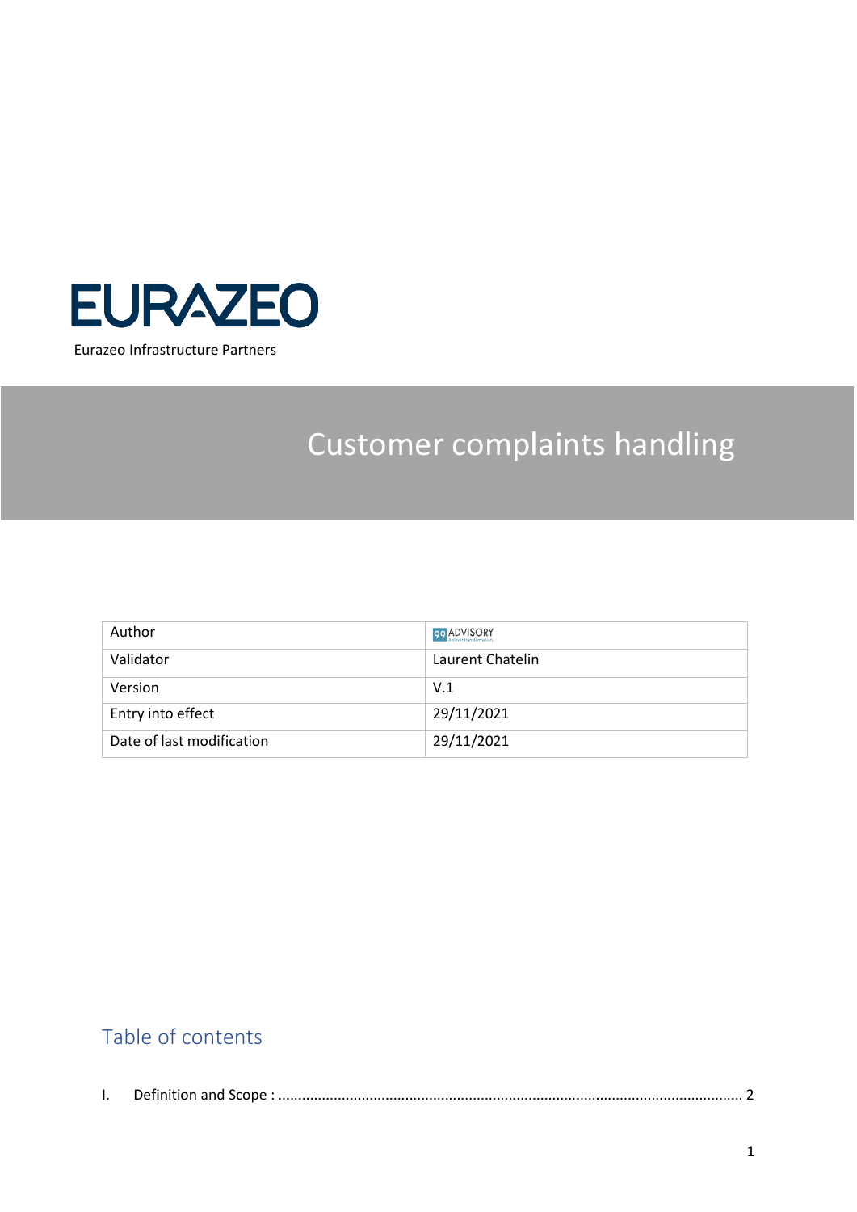EURAZEO

Eurazeo Infrastructure Partners

# Customer complaints handling

| Author | 99 ADVISORY |
| --- | --- |
| Validator | Laurent Chatelin |
| Version | V.1 |
| Entry into effect | 29/11/2021 |
| Date of last modification | 29/11/2021 |

## Table of contents

I. Definition and Scope : ........................................................................................................ 2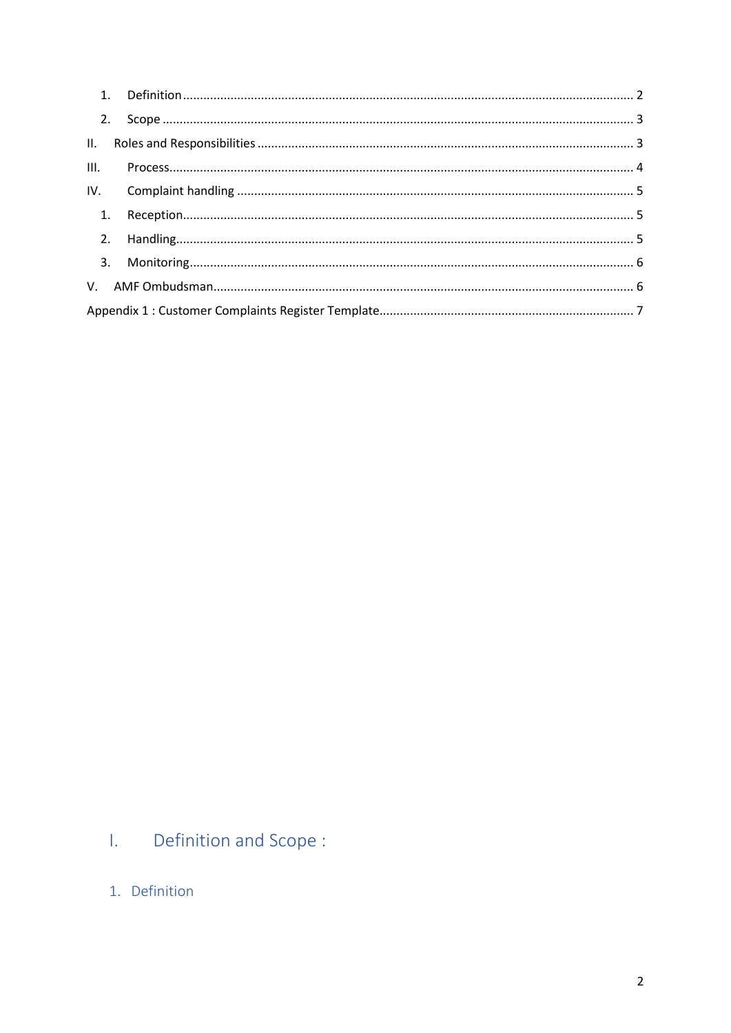1. Definition ........................................................................................................................ 2
2. Scope ................................................................................................................................ 3

II. Roles and Responsibilities ............................................................................................... 3

III. Process.............................................................................................................................. 4

IV. Complaint handling .......................................................................................................... 5

1. Reception.......................................................................................................................... 5
2. Handling............................................................................................................................ 5
3. Monitoring......................................................................................................................... 6

V. AMF Ombudsman.............................................................................................................. 6

Appendix 1 : Customer Complaints Register Template.......................................................... 7

# I. Definition and Scope :

## 1. Definition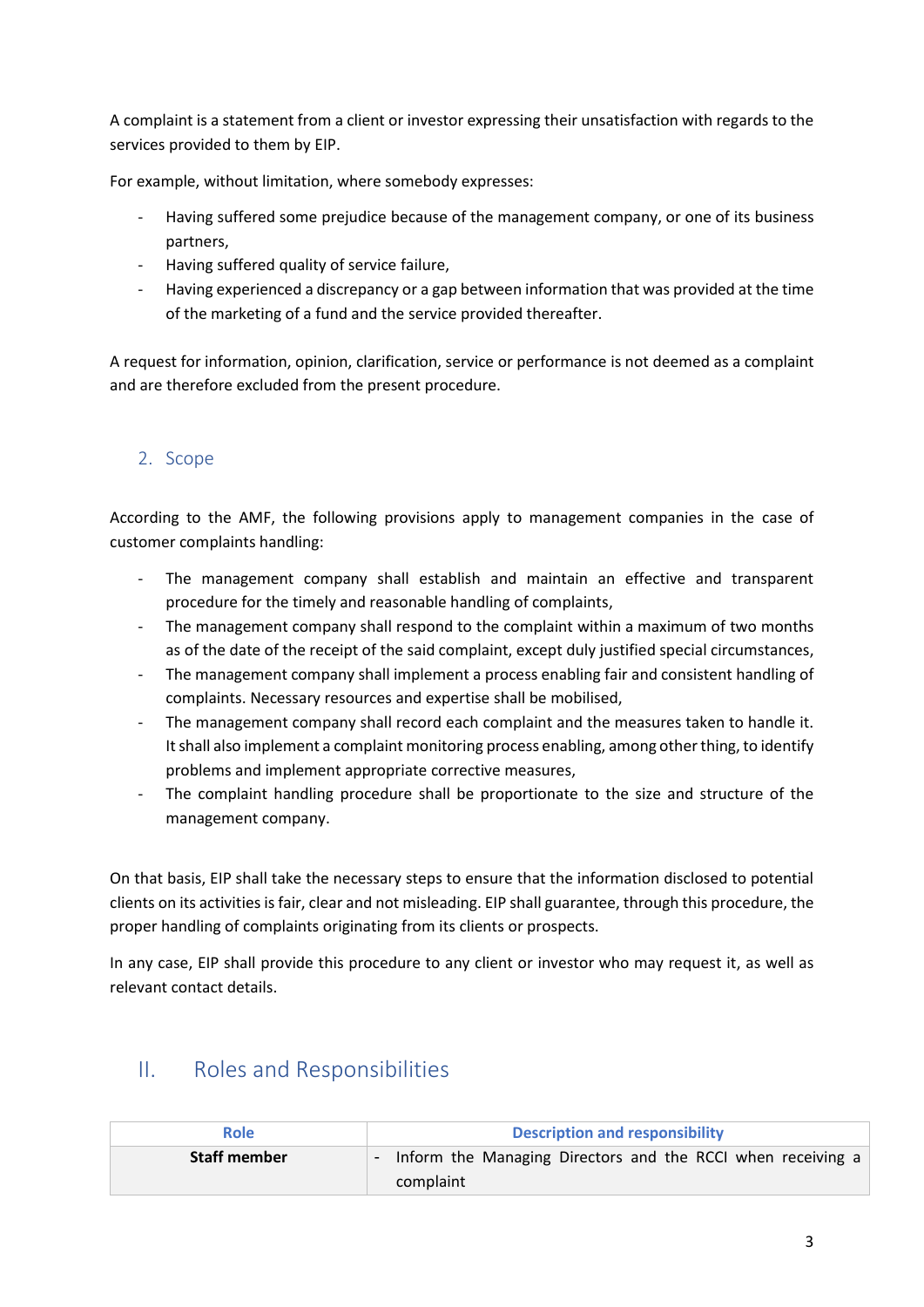A complaint is a statement from a client or investor expressing their unsatisfaction with regards to the services provided to them by EIP.

For example, without limitation, where somebody expresses:

- Having suffered some prejudice because of the management company, or one of its business partners,
- Having suffered quality of service failure,
- Having experienced a discrepancy or a gap between information that was provided at the time of the marketing of a fund and the service provided thereafter.

A request for information, opinion, clarification, service or performance is not deemed as a complaint and are therefore excluded from the present procedure.

### 2. Scope

According to the AMF, the following provisions apply to management companies in the case of customer complaints handling:

- The management company shall establish and maintain an effective and transparent procedure for the timely and reasonable handling of complaints,
- The management company shall respond to the complaint within a maximum of two months as of the date of the receipt of the said complaint, except duly justified special circumstances,
- The management company shall implement a process enabling fair and consistent handling of complaints. Necessary resources and expertise shall be mobilised,
- The management company shall record each complaint and the measures taken to handle it. It shall also implement a complaint monitoring process enabling, among other thing, to identify problems and implement appropriate corrective measures,
- The complaint handling procedure shall be proportionate to the size and structure of the management company.

On that basis, EIP shall take the necessary steps to ensure that the information disclosed to potential clients on its activities is fair, clear and not misleading. EIP shall guarantee, through this procedure, the proper handling of complaints originating from its clients or prospects.

In any case, EIP shall provide this procedure to any client or investor who may request it, as well as relevant contact details.

## II. Roles and Responsibilities

| Role | Description and responsibility |
|---|---|
| **Staff member** | - Inform the Managing Directors and the RCCI when receiving a complaint |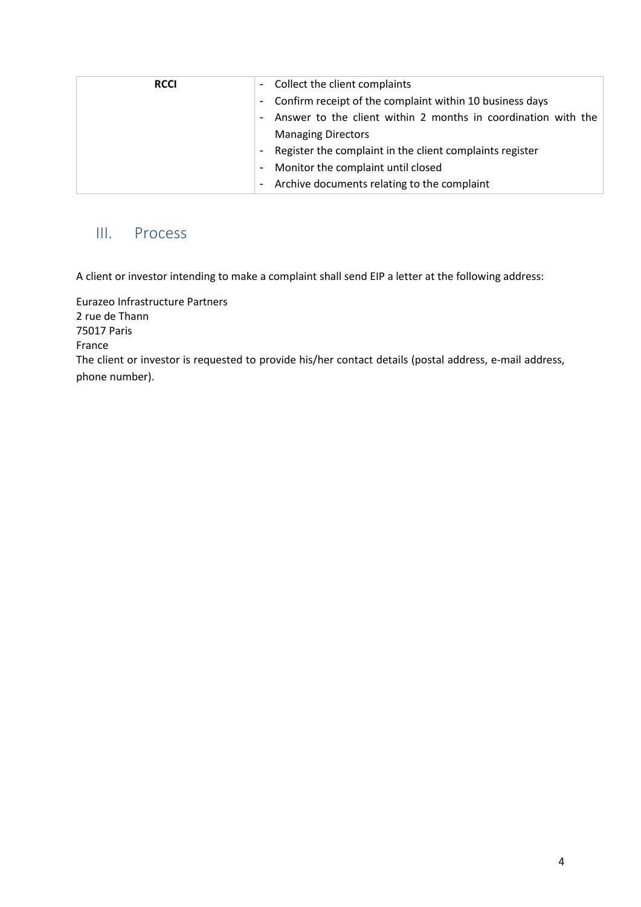| RCCI | - Collect the client complaints<br>- Confirm receipt of the complaint within 10 business days<br>- Answer to the client within 2 months in coordination with the Managing Directors<br>- Register the complaint in the client complaints register<br>- Monitor the complaint until closed<br>- Archive documents relating to the complaint |
|---|---|

## III. Process

A client or investor intending to make a complaint shall send EIP a letter at the following address:

Eurazeo Infrastructure Partners
2 rue de Thann
75017 Paris
France
The client or investor is requested to provide his/her contact details (postal address, e-mail address, phone number).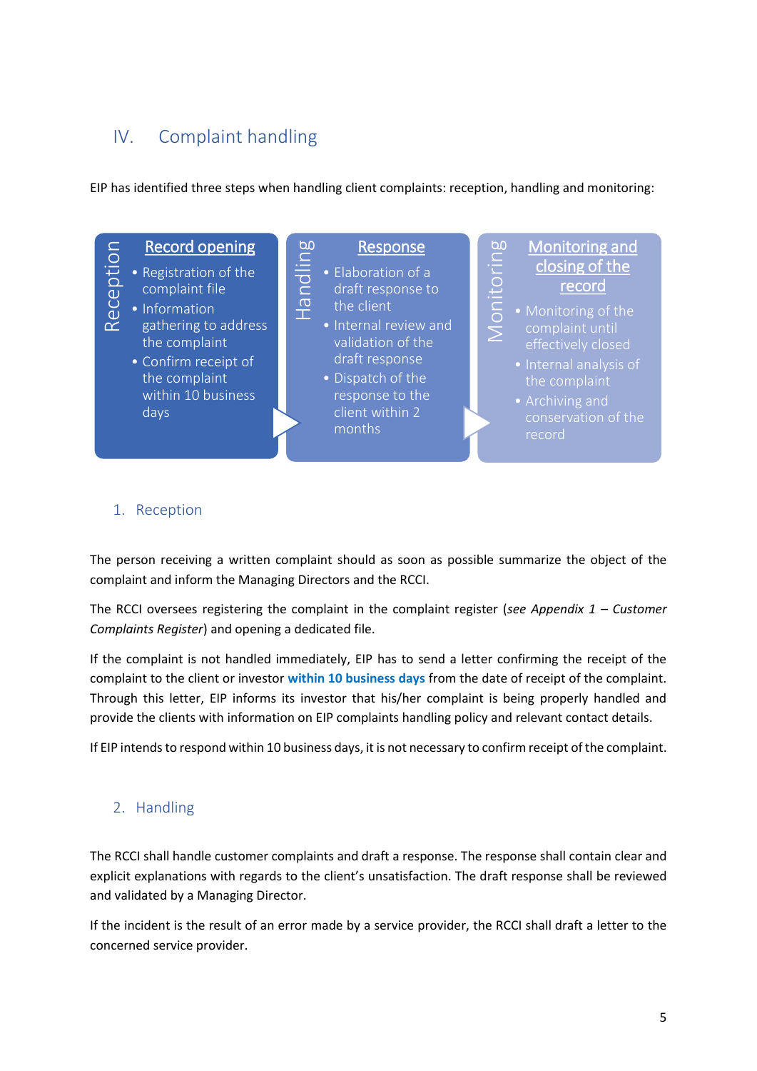## IV. Complaint handling

EIP has identified three steps when handling client complaints: reception, handling and monitoring:

**Reception — Record opening**

- Registration of the complaint file
- Information gathering to address the complaint
- Confirm receipt of the complaint within 10 business days

**Handling — Response**

- Elaboration of a draft response to the client
- Internal review and validation of the draft response
- Dispatch of the response to the client within 2 months

**Monitoring — Monitoring and closing of the record**

- Monitoring of the complaint until effectively closed
- Internal analysis of the complaint
- Archiving and conservation of the record

### 1. Reception

The person receiving a written complaint should as soon as possible summarize the object of the complaint and inform the Managing Directors and the RCCI.

The RCCI oversees registering the complaint in the complaint register (*see Appendix 1 – Customer Complaints Register*) and opening a dedicated file.

If the complaint is not handled immediately, EIP has to send a letter confirming the receipt of the complaint to the client or investor **within 10 business days** from the date of receipt of the complaint. Through this letter, EIP informs its investor that his/her complaint is being properly handled and provide the clients with information on EIP complaints handling policy and relevant contact details.

If EIP intends to respond within 10 business days, it is not necessary to confirm receipt of the complaint.

### 2. Handling

The RCCI shall handle customer complaints and draft a response. The response shall contain clear and explicit explanations with regards to the client's unsatisfaction. The draft response shall be reviewed and validated by a Managing Director.

If the incident is the result of an error made by a service provider, the RCCI shall draft a letter to the concerned service provider.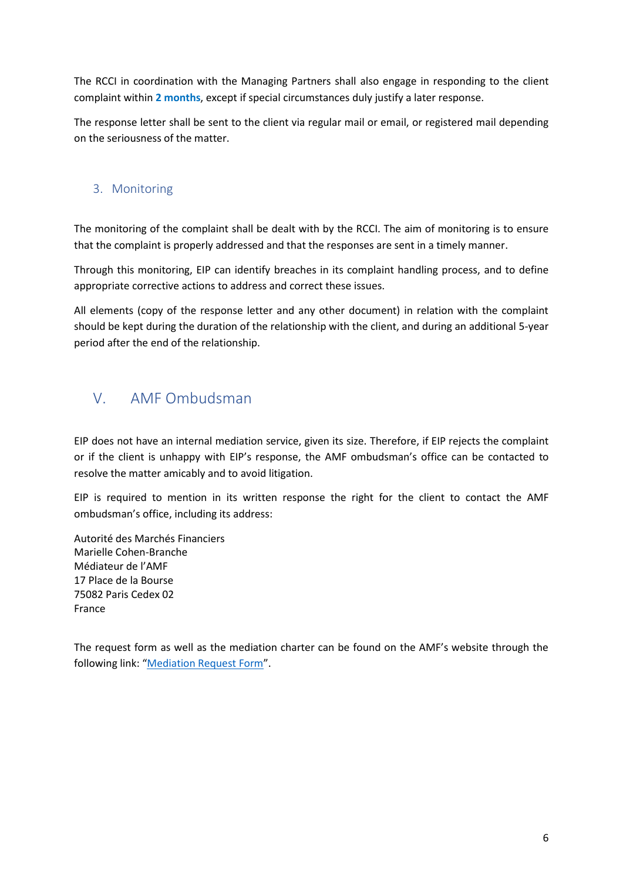The RCCI in coordination with the Managing Partners shall also engage in responding to the client complaint within **2 months**, except if special circumstances duly justify a later response.

The response letter shall be sent to the client via regular mail or email, or registered mail depending on the seriousness of the matter.

### 3. Monitoring

The monitoring of the complaint shall be dealt with by the RCCI. The aim of monitoring is to ensure that the complaint is properly addressed and that the responses are sent in a timely manner.

Through this monitoring, EIP can identify breaches in its complaint handling process, and to define appropriate corrective actions to address and correct these issues.

All elements (copy of the response letter and any other document) in relation with the complaint should be kept during the duration of the relationship with the client, and during an additional 5-year period after the end of the relationship.

## V. AMF Ombudsman

EIP does not have an internal mediation service, given its size. Therefore, if EIP rejects the complaint or if the client is unhappy with EIP's response, the AMF ombudsman's office can be contacted to resolve the matter amicably and to avoid litigation.

EIP is required to mention in its written response the right for the client to contact the AMF ombudsman's office, including its address:

Autorité des Marchés Financiers
Marielle Cohen-Branche
Médiateur de l'AMF
17 Place de la Bourse
75082 Paris Cedex 02
France

The request form as well as the mediation charter can be found on the AMF's website through the following link: "Mediation Request Form".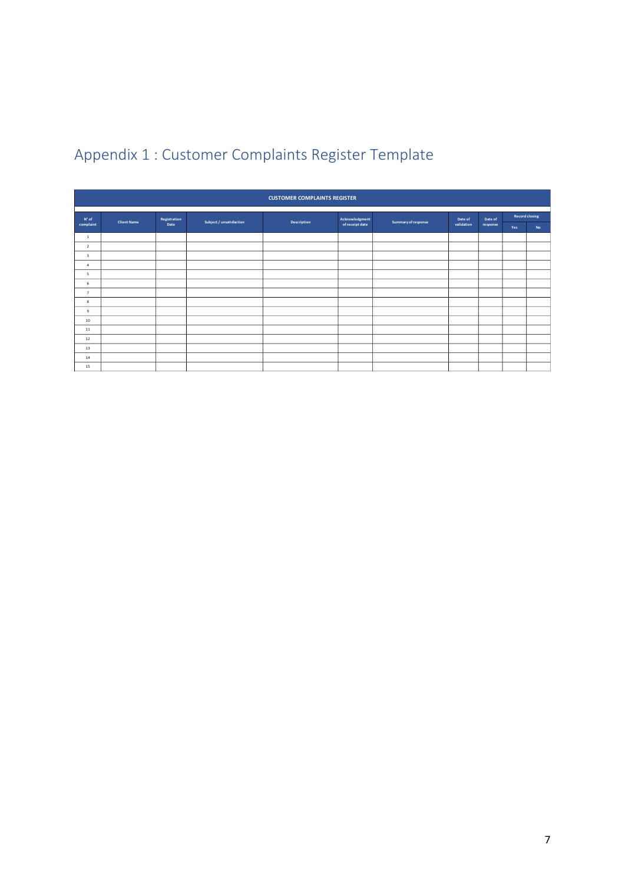# Appendix 1 : Customer Complaints Register Template

| CUSTOMER COMPLAINTS REGISTER | | | | | | | | | | |
|---|---|---|---|---|---|---|---|---|---|---|
| N° of complaint | Client Name | Registration Date | Subject / unsatisfaction | Description | Acknowledgment of receipt date | Summary of response | Date of validation | Date of response | Record closing | |
| | | | | | | | | | Yes | No |
| 1 | | | | | | | | | | |
| 2 | | | | | | | | | | |
| 3 | | | | | | | | | | |
| 4 | | | | | | | | | | |
| 5 | | | | | | | | | | |
| 6 | | | | | | | | | | |
| 7 | | | | | | | | | | |
| 8 | | | | | | | | | | |
| 9 | | | | | | | | | | |
| 10 | | | | | | | | | | |
| 11 | | | | | | | | | | |
| 12 | | | | | | | | | | |
| 13 | | | | | | | | | | |
| 14 | | | | | | | | | | |
| 15 | | | | | | | | | | |